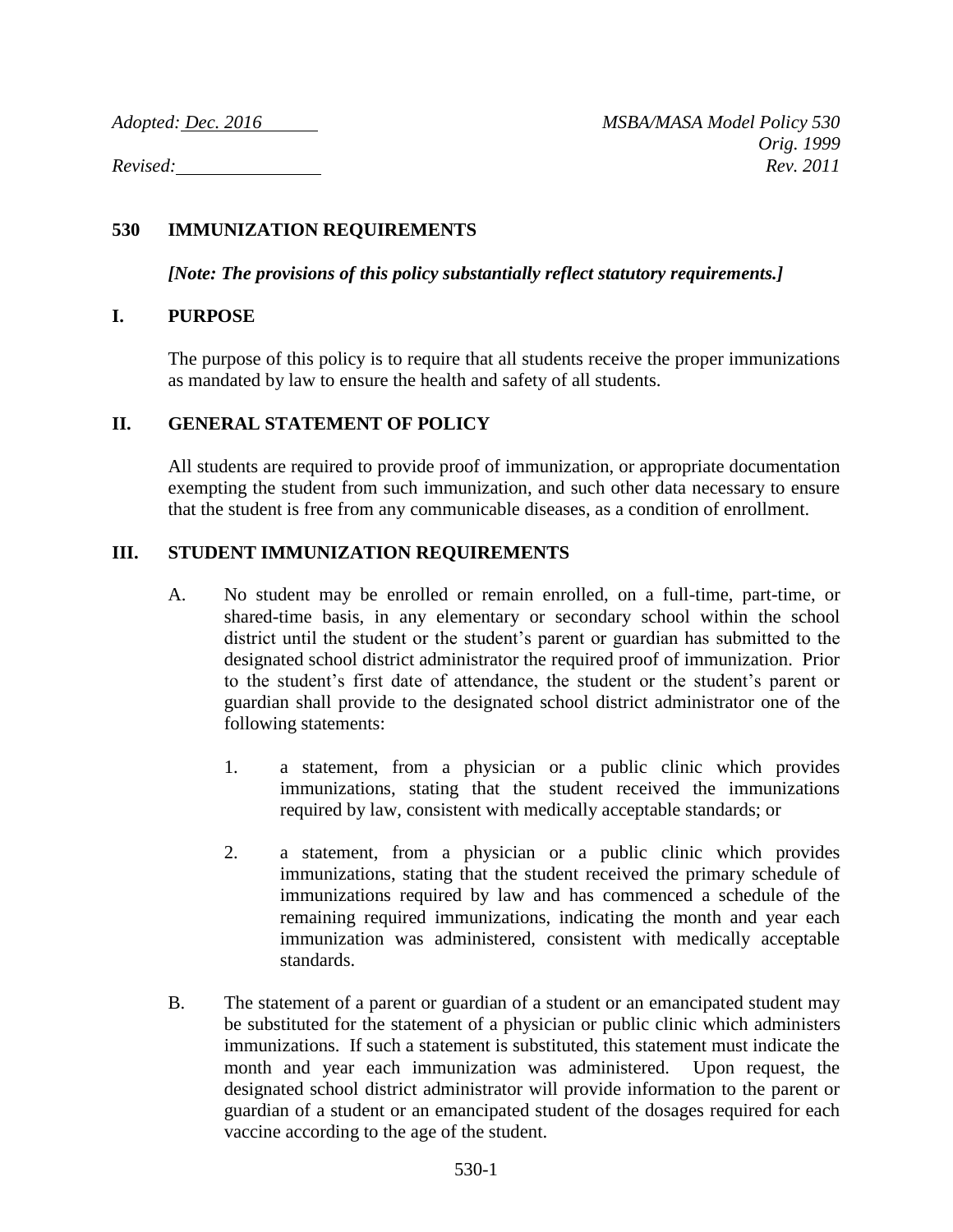*Adopted: Dec. 2016* *MSBA/MASA Model Policy 530*
*Orig. 1999*
*Revised:* *Rev. 2011*

## 530 IMMUNIZATION REQUIREMENTS

***[Note: The provisions of this policy substantially reflect statutory requirements.]***

### I. PURPOSE

The purpose of this policy is to require that all students receive the proper immunizations as mandated by law to ensure the health and safety of all students.

### II. GENERAL STATEMENT OF POLICY

All students are required to provide proof of immunization, or appropriate documentation exempting the student from such immunization, and such other data necessary to ensure that the student is free from any communicable diseases, as a condition of enrollment.

### III. STUDENT IMMUNIZATION REQUIREMENTS

A. No student may be enrolled or remain enrolled, on a full-time, part-time, or shared-time basis, in any elementary or secondary school within the school district until the student or the student's parent or guardian has submitted to the designated school district administrator the required proof of immunization. Prior to the student's first date of attendance, the student or the student's parent or guardian shall provide to the designated school district administrator one of the following statements:

1. a statement, from a physician or a public clinic which provides immunizations, stating that the student received the immunizations required by law, consistent with medically acceptable standards; or

2. a statement, from a physician or a public clinic which provides immunizations, stating that the student received the primary schedule of immunizations required by law and has commenced a schedule of the remaining required immunizations, indicating the month and year each immunization was administered, consistent with medically acceptable standards.

B. The statement of a parent or guardian of a student or an emancipated student may be substituted for the statement of a physician or public clinic which administers immunizations. If such a statement is substituted, this statement must indicate the month and year each immunization was administered. Upon request, the designated school district administrator will provide information to the parent or guardian of a student or an emancipated student of the dosages required for each vaccine according to the age of the student.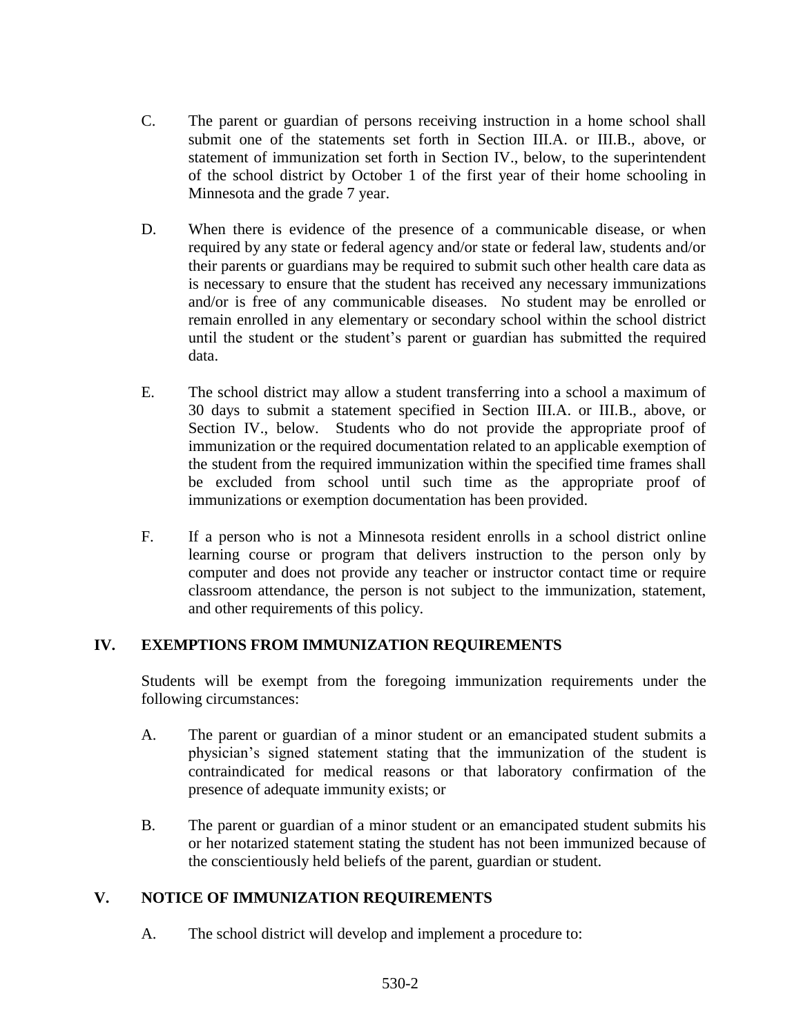C. The parent or guardian of persons receiving instruction in a home school shall submit one of the statements set forth in Section III.A. or III.B., above, or statement of immunization set forth in Section IV., below, to the superintendent of the school district by October 1 of the first year of their home schooling in Minnesota and the grade 7 year.

D. When there is evidence of the presence of a communicable disease, or when required by any state or federal agency and/or state or federal law, students and/or their parents or guardians may be required to submit such other health care data as is necessary to ensure that the student has received any necessary immunizations and/or is free of any communicable diseases. No student may be enrolled or remain enrolled in any elementary or secondary school within the school district until the student or the student's parent or guardian has submitted the required data.

E. The school district may allow a student transferring into a school a maximum of 30 days to submit a statement specified in Section III.A. or III.B., above, or Section IV., below. Students who do not provide the appropriate proof of immunization or the required documentation related to an applicable exemption of the student from the required immunization within the specified time frames shall be excluded from school until such time as the appropriate proof of immunizations or exemption documentation has been provided.

F. If a person who is not a Minnesota resident enrolls in a school district online learning course or program that delivers instruction to the person only by computer and does not provide any teacher or instructor contact time or require classroom attendance, the person is not subject to the immunization, statement, and other requirements of this policy.

## IV. EXEMPTIONS FROM IMMUNIZATION REQUIREMENTS

Students will be exempt from the foregoing immunization requirements under the following circumstances:

A. The parent or guardian of a minor student or an emancipated student submits a physician's signed statement stating that the immunization of the student is contraindicated for medical reasons or that laboratory confirmation of the presence of adequate immunity exists; or

B. The parent or guardian of a minor student or an emancipated student submits his or her notarized statement stating the student has not been immunized because of the conscientiously held beliefs of the parent, guardian or student.

## V. NOTICE OF IMMUNIZATION REQUIREMENTS

A. The school district will develop and implement a procedure to: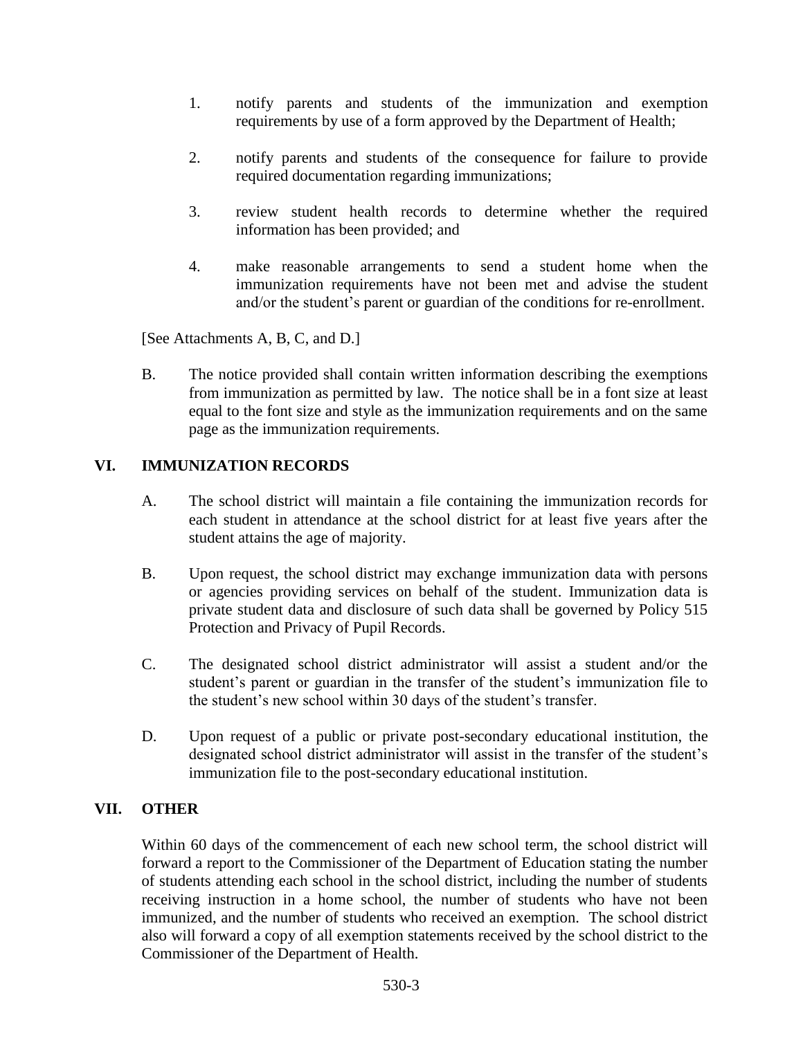1. notify parents and students of the immunization and exemption requirements by use of a form approved by the Department of Health;

2. notify parents and students of the consequence for failure to provide required documentation regarding immunizations;

3. review student health records to determine whether the required information has been provided; and

4. make reasonable arrangements to send a student home when the immunization requirements have not been met and advise the student and/or the student's parent or guardian of the conditions for re-enrollment.

[See Attachments A, B, C, and D.]

B. The notice provided shall contain written information describing the exemptions from immunization as permitted by law. The notice shall be in a font size at least equal to the font size and style as the immunization requirements and on the same page as the immunization requirements.

## VI. IMMUNIZATION RECORDS

A. The school district will maintain a file containing the immunization records for each student in attendance at the school district for at least five years after the student attains the age of majority.

B. Upon request, the school district may exchange immunization data with persons or agencies providing services on behalf of the student. Immunization data is private student data and disclosure of such data shall be governed by Policy 515 Protection and Privacy of Pupil Records.

C. The designated school district administrator will assist a student and/or the student's parent or guardian in the transfer of the student's immunization file to the student's new school within 30 days of the student's transfer.

D. Upon request of a public or private post-secondary educational institution, the designated school district administrator will assist in the transfer of the student's immunization file to the post-secondary educational institution.

## VII. OTHER

Within 60 days of the commencement of each new school term, the school district will forward a report to the Commissioner of the Department of Education stating the number of students attending each school in the school district, including the number of students receiving instruction in a home school, the number of students who have not been immunized, and the number of students who received an exemption. The school district also will forward a copy of all exemption statements received by the school district to the Commissioner of the Department of Health.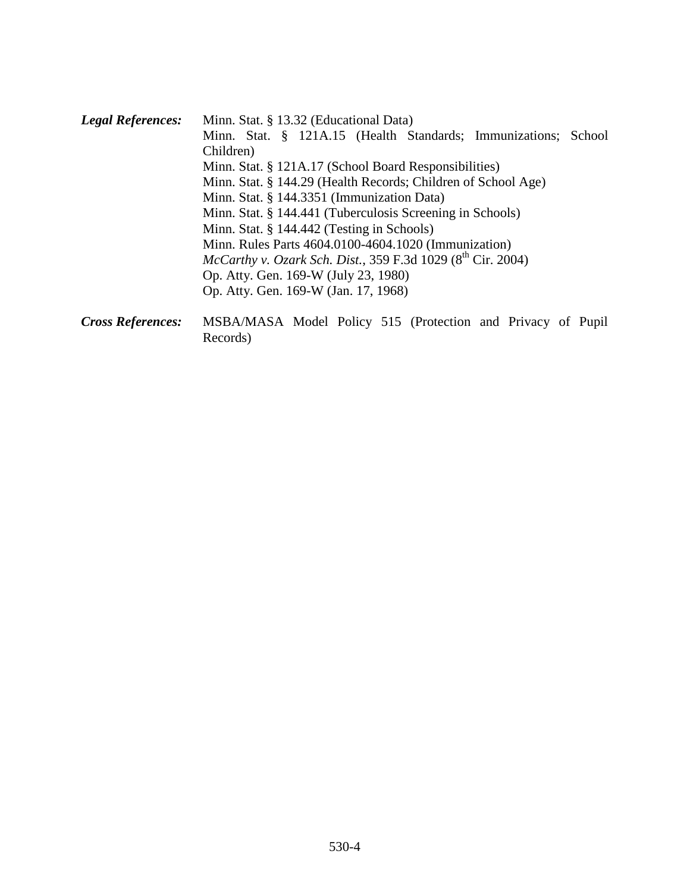***Legal References:*** Minn. Stat. § 13.32 (Educational Data)
Minn. Stat. § 121A.15 (Health Standards; Immunizations; School Children)
Minn. Stat. § 121A.17 (School Board Responsibilities)
Minn. Stat. § 144.29 (Health Records; Children of School Age)
Minn. Stat. § 144.3351 (Immunization Data)
Minn. Stat. § 144.441 (Tuberculosis Screening in Schools)
Minn. Stat. § 144.442 (Testing in Schools)
Minn. Rules Parts 4604.0100-4604.1020 (Immunization)
*McCarthy v. Ozark Sch. Dist.*, 359 F.3d 1029 (8th Cir. 2004)
Op. Atty. Gen. 169-W (July 23, 1980)
Op. Atty. Gen. 169-W (Jan. 17, 1968)

***Cross References:*** MSBA/MASA Model Policy 515 (Protection and Privacy of Pupil Records)